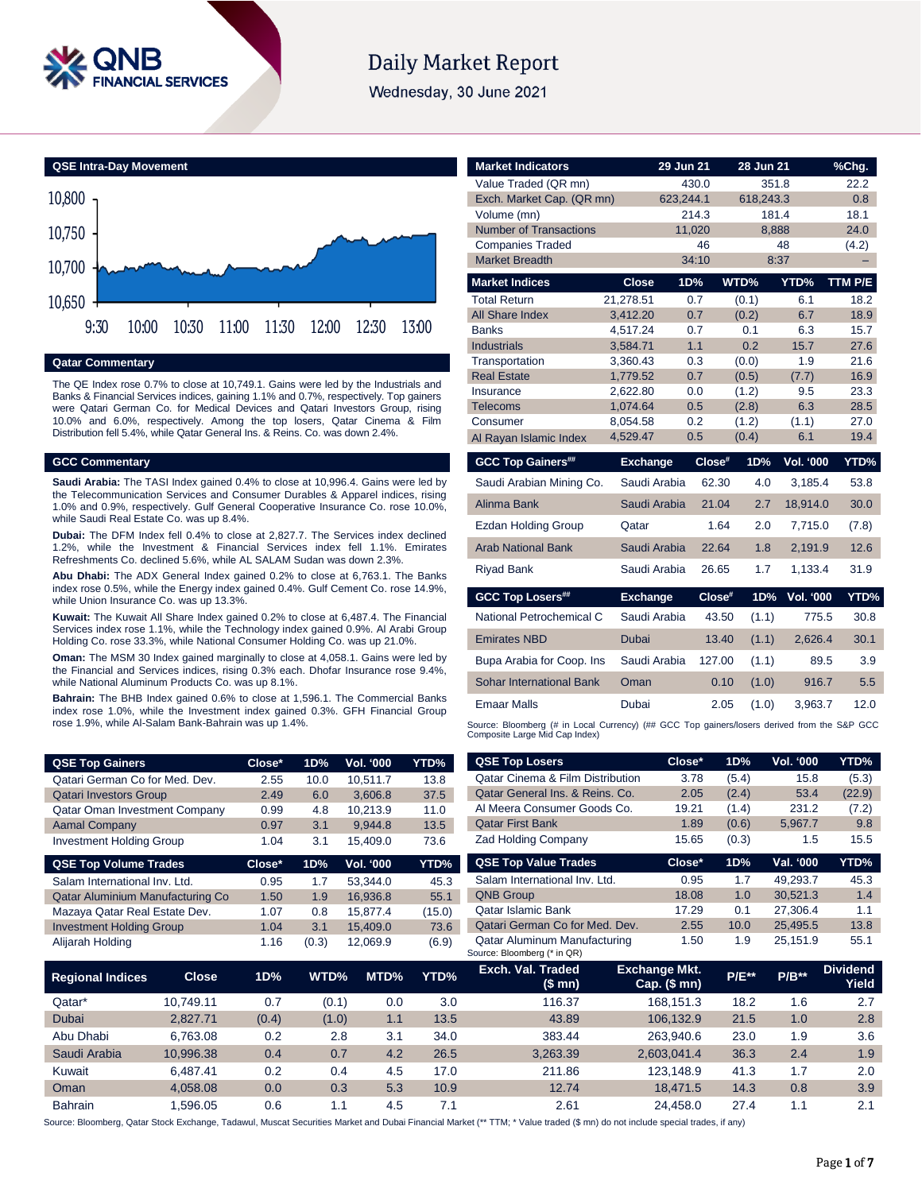# Daily Market Report

Wednesday, 30 June 2021

## QSE Intra-Day Movement

## Qatar Commentary

The QE Index rose 0.7% to close at 10,749.1. Gains were led by the Industrials and Banks & Financial Services indices, gaining 1.1% and 0.7%, respectively. Top gainers were Qatari German Co. for Medical Devices and Qatari Investors Group, rising 10.0% and 6.0%, respectively. Among the top losers, Qatar Cinema & Film Distribution fell 5.4%, while Qatar General Ins. & Reins. Co. was down 2.4%.

## GCC Commentary

**Saudi Arabia:** The TASI Index gained 0.4% to close at 10,996.4. Gains were led by the Telecommunication Services and Consumer Durables & Apparel indices, rising 1.0% and 0.9%, respectively. Gulf General Cooperative Insurance Co. rose 10.0%, while Saudi Real Estate Co. was up 8.4%.

**Dubai:** The DFM Index fell 0.4% to close at 2,827.7. The Services index declined 1.2%, while the Investment & Financial Services index fell 1.1%. Emirates Refreshments Co. declined 5.6%, while AL SALAM Sudan was down 2.3%.

**Abu Dhabi:** The ADX General Index gained 0.2% to close at 6,763.1. The Banks index rose 0.5%, while the Energy index gained 0.4%. Gulf Cement Co. rose 14.9%, while Union Insurance Co. was up 13.3%.

**Kuwait:** The Kuwait All Share Index gained 0.2% to close at 6,487.4. The Financial Services index rose 1.1%, while the Technology index gained 0.9%. Al Arabi Group Holding Co. rose 33.3%, while National Consumer Holding Co. was up 21.0%.

**Oman:** The MSM 30 Index gained marginally to close at 4,058.1. Gains were led by the Financial and Services indices, rising 0.3% each. Dhofar Insurance rose 9.4%, while National Aluminum Products Co. was up 8.1%.

**Bahrain:** The BHB Index gained 0.6% to close at 1,596.1. The Commercial Banks index rose 1.0%, while the Investment index gained 0.3%. GFH Financial Group rose 1.9%, while Al-Salam Bank-Bahrain was up 1.4%.

| Market Indicators | 29 Jun 21 | 28 Jun 21 | %Chg. |
|---|---|---|---|
| Value Traded (QR mn) | 430.0 | 351.8 | 22.2 |
| Exch. Market Cap. (QR mn) | 623,244.1 | 618,243.3 | 0.8 |
| Volume (mn) | 214.3 | 181.4 | 18.1 |
| Number of Transactions | 11,020 | 8,888 | 24.0 |
| Companies Traded | 46 | 48 | (4.2) |
| Market Breadth | 34:10 | 8:37 | – |

| Market Indices | Close | 1D% | WTD% | YTD% | TTM P/E |
|---|---|---|---|---|---|
| Total Return | 21,278.51 | 0.7 | (0.1) | 6.1 | 18.2 |
| All Share Index | 3,412.20 | 0.7 | (0.2) | 6.7 | 18.9 |
| Banks | 4,517.24 | 0.7 | 0.1 | 6.3 | 15.7 |
| Industrials | 3,584.71 | 1.1 | 0.2 | 15.7 | 27.6 |
| Transportation | 3,360.43 | 0.3 | (0.0) | 1.9 | 21.6 |
| Real Estate | 1,779.52 | 0.7 | (0.5) | (7.7) | 16.9 |
| Insurance | 2,622.80 | 0.0 | (1.2) | 9.5 | 23.3 |
| Telecoms | 1,074.64 | 0.5 | (2.8) | 6.3 | 28.5 |
| Consumer | 8,054.58 | 0.2 | (1.2) | (1.1) | 27.0 |
| Al Rayan Islamic Index | 4,529.47 | 0.5 | (0.4) | 6.1 | 19.4 |

| GCC Top Gainers## | Exchange | Close# | 1D% | Vol. '000 | YTD% |
|---|---|---|---|---|---|
| Saudi Arabian Mining Co. | Saudi Arabia | 62.30 | 4.0 | 3,185.4 | 53.8 |
| Alinma Bank | Saudi Arabia | 21.04 | 2.7 | 18,914.0 | 30.0 |
| Ezdan Holding Group | Qatar | 1.64 | 2.0 | 7,715.0 | (7.8) |
| Arab National Bank | Saudi Arabia | 22.64 | 1.8 | 2,191.9 | 12.6 |
| Riyad Bank | Saudi Arabia | 26.65 | 1.7 | 1,133.4 | 31.9 |

| GCC Top Losers## | Exchange | Close# | 1D% | Vol. '000 | YTD% |
|---|---|---|---|---|---|
| National Petrochemical C | Saudi Arabia | 43.50 | (1.1) | 775.5 | 30.8 |
| Emirates NBD | Dubai | 13.40 | (1.1) | 2,626.4 | 30.1 |
| Bupa Arabia for Coop. Ins | Saudi Arabia | 127.00 | (1.1) | 89.5 | 3.9 |
| Sohar International Bank | Oman | 0.10 | (1.0) | 916.7 | 5.5 |
| Emaar Malls | Dubai | 2.05 | (1.0) | 3,963.7 | 12.0 |

Source: Bloomberg (# in Local Currency) (## GCC Top gainers/losers derived from the S&P GCC Composite Large Mid Cap Index)

| QSE Top Gainers | Close* | 1D% | Vol. '000 | YTD% |
|---|---|---|---|---|
| Qatari German Co for Med. Dev. | 2.55 | 10.0 | 10,511.7 | 13.8 |
| Qatari Investors Group | 2.49 | 6.0 | 3,606.8 | 37.5 |
| Qatar Oman Investment Company | 0.99 | 4.8 | 10,213.9 | 11.0 |
| Aamal Company | 0.97 | 3.1 | 9,944.8 | 13.5 |
| Investment Holding Group | 1.04 | 3.1 | 15,409.0 | 73.6 |

| QSE Top Volume Trades | Close* | 1D% | Vol. '000 | YTD% |
|---|---|---|---|---|
| Salam International Inv. Ltd. | 0.95 | 1.7 | 53,344.0 | 45.3 |
| Qatar Aluminium Manufacturing Co | 1.50 | 1.9 | 16,936.8 | 55.1 |
| Mazaya Qatar Real Estate Dev. | 1.07 | 0.8 | 15,877.4 | (15.0) |
| Investment Holding Group | 1.04 | 3.1 | 15,409.0 | 73.6 |
| Alijarah Holding | 1.16 | (0.3) | 12,069.9 | (6.9) |

| QSE Top Losers | Close* | 1D% | Vol. '000 | YTD% |
|---|---|---|---|---|
| Qatar Cinema & Film Distribution | 3.78 | (5.4) | 15.8 | (5.3) |
| Qatar General Ins. & Reins. Co. | 2.05 | (2.4) | 53.4 | (22.9) |
| Al Meera Consumer Goods Co. | 19.21 | (1.4) | 231.2 | (7.2) |
| Qatar First Bank | 1.89 | (0.6) | 5,967.7 | 9.8 |
| Zad Holding Company | 15.65 | (0.3) | 1.5 | 15.5 |

| QSE Top Value Trades | Close* | 1D% | Val. '000 | YTD% |
|---|---|---|---|---|
| Salam International Inv. Ltd. | 0.95 | 1.7 | 49,293.7 | 45.3 |
| QNB Group | 18.08 | 1.0 | 30,521.3 | 1.4 |
| Qatar Islamic Bank | 17.29 | 0.1 | 27,306.4 | 1.1 |
| Qatari German Co for Med. Dev. | 2.55 | 10.0 | 25,495.5 | 13.8 |
| Qatar Aluminum Manufacturing | 1.50 | 1.9 | 25,151.9 | 55.1 |

Source: Bloomberg (* in QR)

| Regional Indices | Close | 1D% | WTD% | MTD% | YTD% | Exch. Val. Traded ($ mn) | Exchange Mkt. Cap. ($ mn) | P/E** | P/B** | Dividend Yield |
|---|---|---|---|---|---|---|---|---|---|---|
| Qatar* | 10,749.11 | 0.7 | (0.1) | 0.0 | 3.0 | 116.37 | 168,151.3 | 18.2 | 1.6 | 2.7 |
| Dubai | 2,827.71 | (0.4) | (1.0) | 1.1 | 13.5 | 43.89 | 106,132.9 | 21.5 | 1.0 | 2.8 |
| Abu Dhabi | 6,763.08 | 0.2 | 2.8 | 3.1 | 34.0 | 383.44 | 263,940.6 | 23.0 | 1.9 | 3.6 |
| Saudi Arabia | 10,996.38 | 0.4 | 0.7 | 4.2 | 26.5 | 3,263.39 | 2,603,041.4 | 36.3 | 2.4 | 1.9 |
| Kuwait | 6,487.41 | 0.2 | 0.4 | 4.5 | 17.0 | 211.86 | 123,148.9 | 41.3 | 1.7 | 2.0 |
| Oman | 4,058.08 | 0.0 | 0.3 | 5.3 | 10.9 | 12.74 | 18,471.5 | 14.3 | 0.8 | 3.9 |
| Bahrain | 1,596.05 | 0.6 | 1.1 | 4.5 | 7.1 | 2.61 | 24,458.0 | 27.4 | 1.1 | 2.1 |

Source: Bloomberg, Qatar Stock Exchange, Tadawul, Muscat Securities Market and Dubai Financial Market (** TTM; * Value traded ($ mn) do not include special trades, if any)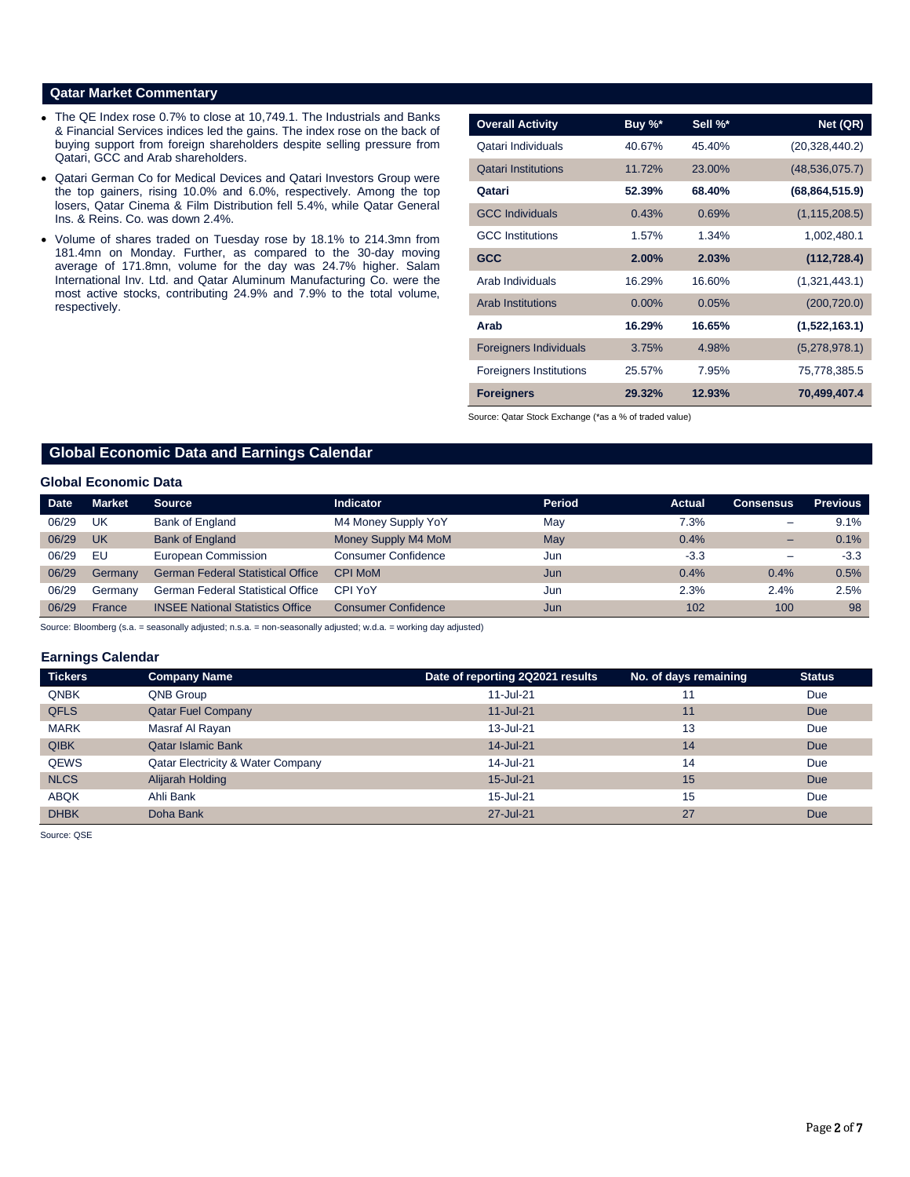## Qatar Market Commentary

- The QE Index rose 0.7% to close at 10,749.1. The Industrials and Banks & Financial Services indices led the gains. The index rose on the back of buying support from foreign shareholders despite selling pressure from Qatari, GCC and Arab shareholders.
- Qatari German Co for Medical Devices and Qatari Investors Group were the top gainers, rising 10.0% and 6.0%, respectively. Among the top losers, Qatar Cinema & Film Distribution fell 5.4%, while Qatar General Ins. & Reins. Co. was down 2.4%.
- Volume of shares traded on Tuesday rose by 18.1% to 214.3mn from 181.4mn on Monday. Further, as compared to the 30-day moving average of 171.8mn, volume for the day was 24.7% higher. Salam International Inv. Ltd. and Qatar Aluminum Manufacturing Co. were the most active stocks, contributing 24.9% and 7.9% to the total volume, respectively.

| Overall Activity | Buy %* | Sell %* | Net (QR) |
|---|---|---|---|
| Qatari Individuals | 40.67% | 45.40% | (20,328,440.2) |
| Qatari Institutions | 11.72% | 23.00% | (48,536,075.7) |
| **Qatari** | **52.39%** | **68.40%** | **(68,864,515.9)** |
| GCC Individuals | 0.43% | 0.69% | (1,115,208.5) |
| GCC Institutions | 1.57% | 1.34% | 1,002,480.1 |
| **GCC** | **2.00%** | **2.03%** | **(112,728.4)** |
| Arab Individuals | 16.29% | 16.60% | (1,321,443.1) |
| Arab Institutions | 0.00% | 0.05% | (200,720.0) |
| **Arab** | **16.29%** | **16.65%** | **(1,522,163.1)** |
| Foreigners Individuals | 3.75% | 4.98% | (5,278,978.1) |
| Foreigners Institutions | 25.57% | 7.95% | 75,778,385.5 |
| **Foreigners** | **29.32%** | **12.93%** | **70,499,407.4** |

Source: Qatar Stock Exchange (*as a % of traded value)

## Global Economic Data and Earnings Calendar

### Global Economic Data

| Date | Market | Source | Indicator | Period | Actual | Consensus | Previous |
|---|---|---|---|---|---|---|---|
| 06/29 | UK | Bank of England | M4 Money Supply YoY | May | 7.3% | – | 9.1% |
| 06/29 | UK | Bank of England | Money Supply M4 MoM | May | 0.4% | – | 0.1% |
| 06/29 | EU | European Commission | Consumer Confidence | Jun | -3.3 | – | -3.3 |
| 06/29 | Germany | German Federal Statistical Office | CPI MoM | Jun | 0.4% | 0.4% | 0.5% |
| 06/29 | Germany | German Federal Statistical Office | CPI YoY | Jun | 2.3% | 2.4% | 2.5% |
| 06/29 | France | INSEE National Statistics Office | Consumer Confidence | Jun | 102 | 100 | 98 |

Source: Bloomberg (s.a. = seasonally adjusted; n.s.a. = non-seasonally adjusted; w.d.a. = working day adjusted)

### Earnings Calendar

| Tickers | Company Name | Date of reporting 2Q2021 results | No. of days remaining | Status |
|---|---|---|---|---|
| QNBK | QNB Group | 11-Jul-21 | 11 | Due |
| QFLS | Qatar Fuel Company | 11-Jul-21 | 11 | Due |
| MARK | Masraf Al Rayan | 13-Jul-21 | 13 | Due |
| QIBK | Qatar Islamic Bank | 14-Jul-21 | 14 | Due |
| QEWS | Qatar Electricity & Water Company | 14-Jul-21 | 14 | Due |
| NLCS | Alijarah Holding | 15-Jul-21 | 15 | Due |
| ABQK | Ahli Bank | 15-Jul-21 | 15 | Due |
| DHBK | Doha Bank | 27-Jul-21 | 27 | Due |

Source: QSE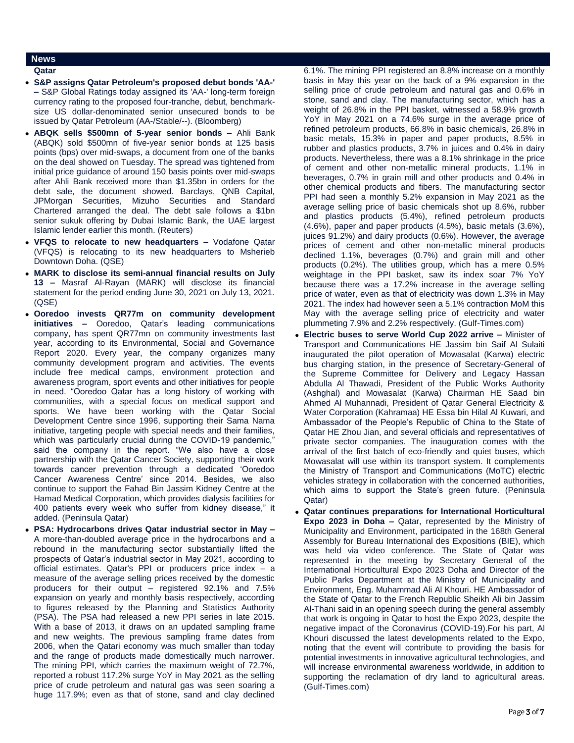## News

### Qatar

- **S&P assigns Qatar Petroleum's proposed debut bonds 'AA-' –** S&P Global Ratings today assigned its 'AA-' long-term foreign currency rating to the proposed four-tranche, debut, benchmark-size US dollar-denominated senior unsecured bonds to be issued by Qatar Petroleum (AA-/Stable/--). (Bloomberg)
- **ABQK sells $500mn of 5-year senior bonds –** Ahli Bank (ABQK) sold $500mn of five-year senior bonds at 125 basis points (bps) over mid-swaps, a document from one of the banks on the deal showed on Tuesday. The spread was tightened from initial price guidance of around 150 basis points over mid-swaps after Ahli Bank received more than $1.35bn in orders for the debt sale, the document showed. Barclays, QNB Capital, JPMorgan Securities, Mizuho Securities and Standard Chartered arranged the deal. The debt sale follows a $1bn senior sukuk offering by Dubai Islamic Bank, the UAE largest Islamic lender earlier this month. (Reuters)
- **VFQS to relocate to new headquarters –** Vodafone Qatar (VFQS) is relocating to its new headquarters to Msherieb Downtown Doha. (QSE)
- **MARK to disclose its semi-annual financial results on July 13 –** Masraf Al-Rayan (MARK) will disclose its financial statement for the period ending June 30, 2021 on July 13, 2021. (QSE)
- **Ooredoo invests QR77m on community development initiatives –** Ooredoo, Qatar's leading communications company, has spent QR77mn on community investments last year, according to its Environmental, Social and Governance Report 2020. Every year, the company organizes many community development program and activities. The events include free medical camps, environment protection and awareness program, sport events and other initiatives for people in need. "Ooredoo Qatar has a long history of working with communities, with a special focus on medical support and sports. We have been working with the Qatar Social Development Centre since 1996, supporting their Sama Nama initiative, targeting people with special needs and their families, which was particularly crucial during the COVID-19 pandemic," said the company in the report. "We also have a close partnership with the Qatar Cancer Society, supporting their work towards cancer prevention through a dedicated 'Ooredoo Cancer Awareness Centre' since 2014. Besides, we also continue to support the Fahad Bin Jassim Kidney Centre at the Hamad Medical Corporation, which provides dialysis facilities for 400 patients every week who suffer from kidney disease," it added. (Peninsula Qatar)
- **PSA: Hydrocarbons drives Qatar industrial sector in May –** A more-than-doubled average price in the hydrocarbons and a rebound in the manufacturing sector substantially lifted the prospects of Qatar's industrial sector in May 2021, according to official estimates. Qatar's PPI or producers price index – a measure of the average selling prices received by the domestic producers for their output – registered 92.1% and 7.5% expansion on yearly and monthly basis respectively, according to figures released by the Planning and Statistics Authority (PSA). The PSA had released a new PPI series in late 2015. With a base of 2013, it draws on an updated sampling frame and new weights. The previous sampling frame dates from 2006, when the Qatari economy was much smaller than today and the range of products made domestically much narrower. The mining PPI, which carries the maximum weight of 72.7%, reported a robust 117.2% surge YoY in May 2021 as the selling price of crude petroleum and natural gas was seen soaring a huge 117.9%; even as that of stone, sand and clay declined 6.1%. The mining PPI registered an 8.8% increase on a monthly basis in May this year on the back of a 9% expansion in the selling price of crude petroleum and natural gas and 0.6% in stone, sand and clay. The manufacturing sector, which has a weight of 26.8% in the PPI basket, witnessed a 58.9% growth YoY in May 2021 on a 74.6% surge in the average price of refined petroleum products, 66.8% in basic chemicals, 26.8% in basic metals, 15.3% in paper and paper products, 8.5% in rubber and plastics products, 3.7% in juices and 0.4% in dairy products. Nevertheless, there was a 8.1% shrinkage in the price of cement and other non-metallic mineral products, 1.1% in beverages, 0.7% in grain mill and other products and 0.4% in other chemical products and fibers. The manufacturing sector PPI had seen a monthly 5.2% expansion in May 2021 as the average selling price of basic chemicals shot up 8.6%, rubber and plastics products (5.4%), refined petroleum products (4.6%), paper and paper products (4.5%), basic metals (3.6%), juices 91.2%) and dairy products (0.6%). However, the average prices of cement and other non-metallic mineral products declined 1.1%, beverages (0.7%) and grain mill and other products (0.2%). The utilities group, which has a mere 0.5% weightage in the PPI basket, saw its index soar 7% YoY because there was a 17.2% increase in the average selling price of water, even as that of electricity was down 1.3% in May 2021. The index had however seen a 5.1% contraction MoM this May with the average selling price of electricity and water plummeting 7.9% and 2.2% respectively. (Gulf-Times.com)
- **Electric buses to serve World Cup 2022 arrive –** Minister of Transport and Communications HE Jassim bin Saif Al Sulaiti inaugurated the pilot operation of Mowasalat (Karwa) electric bus charging station, in the presence of Secretary-General of the Supreme Committee for Delivery and Legacy Hassan Abdulla Al Thawadi, President of the Public Works Authority (Ashghal) and Mowasalat (Karwa) Chairman HE Saad bin Ahmed Al Muhannadi, President of Qatar General Electricity & Water Corporation (Kahramaa) HE Essa bin Hilal Al Kuwari, and Ambassador of the People's Republic of China to the State of Qatar HE Zhou Jian, and several officials and representatives of private sector companies. The inauguration comes with the arrival of the first batch of eco-friendly and quiet buses, which Mowasalat will use within its transport system. It complements the Ministry of Transport and Communications (MoTC) electric vehicles strategy in collaboration with the concerned authorities, which aims to support the State's green future. (Peninsula Qatar)
- **Qatar continues preparations for International Horticultural Expo 2023 in Doha –** Qatar, represented by the Ministry of Municipality and Environment, participated in the 168th General Assembly for Bureau International des Expositions (BIE), which was held via video conference. The State of Qatar was represented in the meeting by Secretary General of the International Horticultural Expo 2023 Doha and Director of the Public Parks Department at the Ministry of Municipality and Environment, Eng. Muhammad Ali Al Khouri. HE Ambassador of the State of Qatar to the French Republic Sheikh Ali bin Jassim Al-Thani said in an opening speech during the general assembly that work is ongoing in Qatar to host the Expo 2023, despite the negative impact of the Coronavirus (COVID-19).For his part, Al Khouri discussed the latest developments related to the Expo, noting that the event will contribute to providing the basis for potential investments in innovative agricultural technologies, and will increase environmental awareness worldwide, in addition to supporting the reclamation of dry land to agricultural areas. (Gulf-Times.com)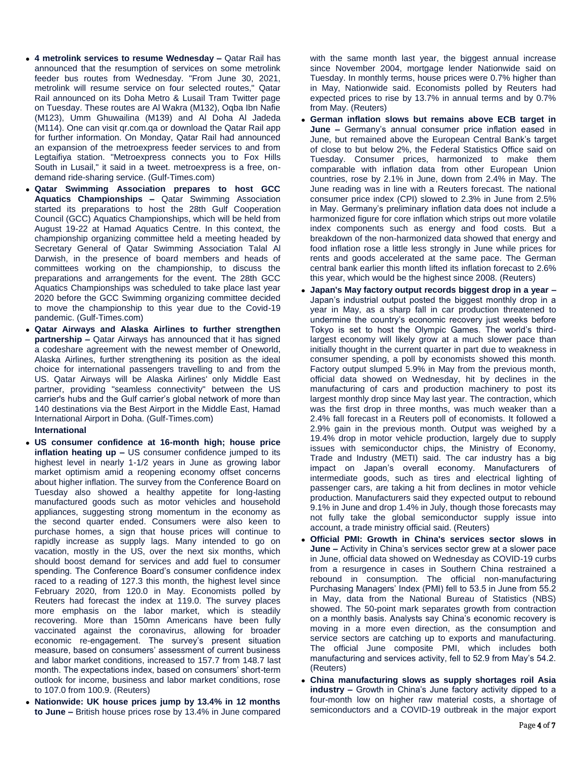- **4 metrolink services to resume Wednesday –** Qatar Rail has announced that the resumption of services on some metrolink feeder bus routes from Wednesday. "From June 30, 2021, metrolink will resume service on four selected routes," Qatar Rail announced on its Doha Metro & Lusail Tram Twitter page on Tuesday. These routes are Al Wakra (M132), Oqba Ibn Nafie (M123), Umm Ghuwailina (M139) and Al Doha Al Jadeda (M114). One can visit qr.com.qa or download the Qatar Rail app for further information. On Monday, Qatar Rail had announced an expansion of the metroexpress feeder services to and from Legtaifiya station. "Metroexpress connects you to Fox Hills South in Lusail," it said in a tweet. metroexpress is a free, on-demand ride-sharing service. (Gulf-Times.com)
- **Qatar Swimming Association prepares to host GCC Aquatics Championships –** Qatar Swimming Association started its preparations to host the 28th Gulf Cooperation Council (GCC) Aquatics Championships, which will be held from August 19-22 at Hamad Aquatics Centre. In this context, the championship organizing committee held a meeting headed by Secretary General of Qatar Swimming Association Talal Al Darwish, in the presence of board members and heads of committees working on the championship, to discuss the preparations and arrangements for the event. The 28th GCC Aquatics Championships was scheduled to take place last year 2020 before the GCC Swimming organizing committee decided to move the championship to this year due to the Covid-19 pandemic. (Gulf-Times.com)
- **Qatar Airways and Alaska Airlines to further strengthen partnership –** Qatar Airways has announced that it has signed a codeshare agreement with the newest member of Oneworld, Alaska Airlines, further strengthening its position as the ideal choice for international passengers travelling to and from the US. Qatar Airways will be Alaska Airlines' only Middle East partner, providing "seamless connectivity" between the US carrier's hubs and the Gulf carrier's global network of more than 140 destinations via the Best Airport in the Middle East, Hamad International Airport in Doha. (Gulf-Times.com)

**International**

- **US consumer confidence at 16-month high; house price inflation heating up –** US consumer confidence jumped to its highest level in nearly 1-1/2 years in June as growing labor market optimism amid a reopening economy offset concerns about higher inflation. The survey from the Conference Board on Tuesday also showed a healthy appetite for long-lasting manufactured goods such as motor vehicles and household appliances, suggesting strong momentum in the economy as the second quarter ended. Consumers were also keen to purchase homes, a sign that house prices will continue to rapidly increase as supply lags. Many intended to go on vacation, mostly in the US, over the next six months, which should boost demand for services and add fuel to consumer spending. The Conference Board's consumer confidence index raced to a reading of 127.3 this month, the highest level since February 2020, from 120.0 in May. Economists polled by Reuters had forecast the index at 119.0. The survey places more emphasis on the labor market, which is steadily recovering. More than 150mn Americans have been fully vaccinated against the coronavirus, allowing for broader economic re-engagement. The survey's present situation measure, based on consumers' assessment of current business and labor market conditions, increased to 157.7 from 148.7 last month. The expectations index, based on consumers' short-term outlook for income, business and labor market conditions, rose to 107.0 from 100.9. (Reuters)
- **Nationwide: UK house prices jump by 13.4% in 12 months to June –** British house prices rose by 13.4% in June compared with the same month last year, the biggest annual increase since November 2004, mortgage lender Nationwide said on Tuesday. In monthly terms, house prices were 0.7% higher than in May, Nationwide said. Economists polled by Reuters had expected prices to rise by 13.7% in annual terms and by 0.7% from May. (Reuters)
- **German inflation slows but remains above ECB target in June –** Germany's annual consumer price inflation eased in June, but remained above the European Central Bank's target of close to but below 2%, the Federal Statistics Office said on Tuesday. Consumer prices, harmonized to make them comparable with inflation data from other European Union countries, rose by 2.1% in June, down from 2.4% in May. The June reading was in line with a Reuters forecast. The national consumer price index (CPI) slowed to 2.3% in June from 2.5% in May. Germany's preliminary inflation data does not include a harmonized figure for core inflation which strips out more volatile index components such as energy and food costs. But a breakdown of the non-harmonized data showed that energy and food inflation rose a little less strongly in June while prices for rents and goods accelerated at the same pace. The German central bank earlier this month lifted its inflation forecast to 2.6% this year, which would be the highest since 2008. (Reuters)
- **Japan's May factory output records biggest drop in a year –** Japan's industrial output posted the biggest monthly drop in a year in May, as a sharp fall in car production threatened to undermine the country's economic recovery just weeks before Tokyo is set to host the Olympic Games. The world's third-largest economy will likely grow at a much slower pace than initially thought in the current quarter in part due to weakness in consumer spending, a poll by economists showed this month. Factory output slumped 5.9% in May from the previous month, official data showed on Wednesday, hit by declines in the manufacturing of cars and production machinery to post its largest monthly drop since May last year. The contraction, which was the first drop in three months, was much weaker than a 2.4% fall forecast in a Reuters poll of economists. It followed a 2.9% gain in the previous month. Output was weighed by a 19.4% drop in motor vehicle production, largely due to supply issues with semiconductor chips, the Ministry of Economy, Trade and Industry (METI) said. The car industry has a big impact on Japan's overall economy. Manufacturers of intermediate goods, such as tires and electrical lighting of passenger cars, are taking a hit from declines in motor vehicle production. Manufacturers said they expected output to rebound 9.1% in June and drop 1.4% in July, though those forecasts may not fully take the global semiconductor supply issue into account, a trade ministry official said. (Reuters)
- **Official PMI: Growth in China's services sector slows in June –** Activity in China's services sector grew at a slower pace in June, official data showed on Wednesday as COVID-19 curbs from a resurgence in cases in Southern China restrained a rebound in consumption. The official non-manufacturing Purchasing Managers' Index (PMI) fell to 53.5 in June from 55.2 in May, data from the National Bureau of Statistics (NBS) showed. The 50-point mark separates growth from contraction on a monthly basis. Analysts say China's economic recovery is moving in a more even direction, as the consumption and service sectors are catching up to exports and manufacturing. The official June composite PMI, which includes both manufacturing and services activity, fell to 52.9 from May's 54.2. (Reuters)
- **China manufacturing slows as supply shortages roil Asia industry –** Growth in China's June factory activity dipped to a four-month low on higher raw material costs, a shortage of semiconductors and a COVID-19 outbreak in the major export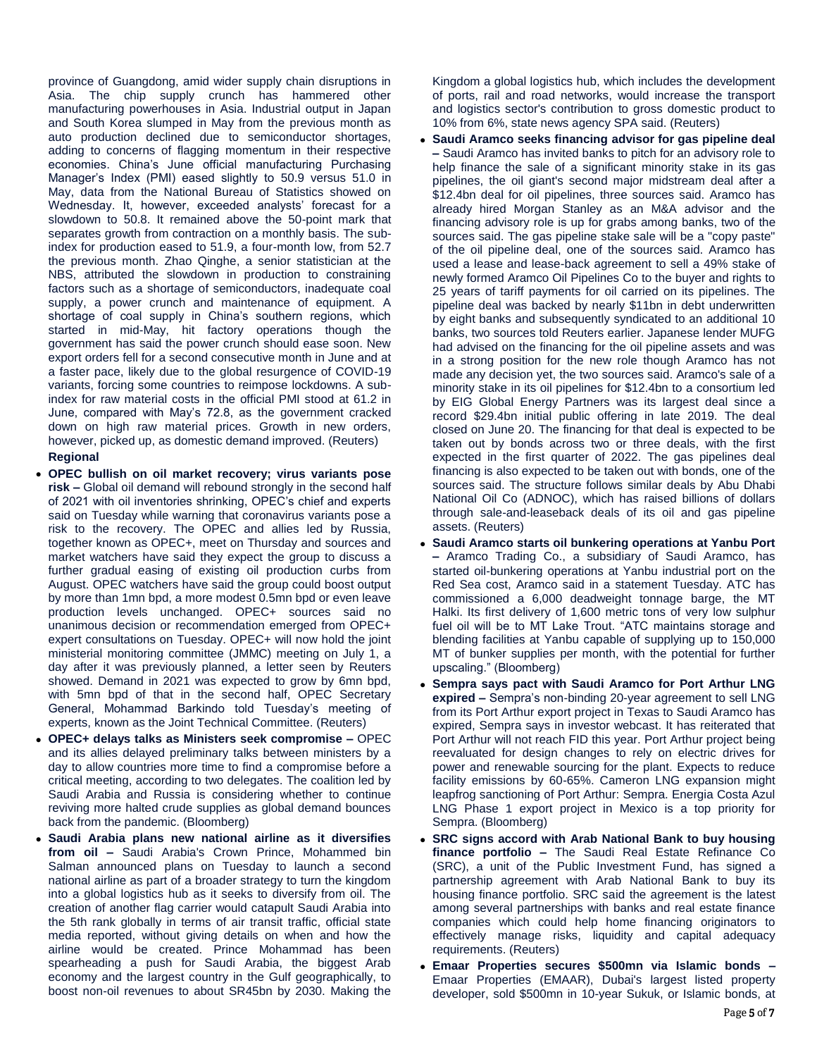province of Guangdong, amid wider supply chain disruptions in Asia. The chip supply crunch has hammered other manufacturing powerhouses in Asia. Industrial output in Japan and South Korea slumped in May from the previous month as auto production declined due to semiconductor shortages, adding to concerns of flagging momentum in their respective economies. China's June official manufacturing Purchasing Manager's Index (PMI) eased slightly to 50.9 versus 51.0 in May, data from the National Bureau of Statistics showed on Wednesday. It, however, exceeded analysts' forecast for a slowdown to 50.8. It remained above the 50-point mark that separates growth from contraction on a monthly basis. The sub-index for production eased to 51.9, a four-month low, from 52.7 the previous month. Zhao Qinghe, a senior statistician at the NBS, attributed the slowdown in production to constraining factors such as a shortage of semiconductors, inadequate coal supply, a power crunch and maintenance of equipment. A shortage of coal supply in China's southern regions, which started in mid-May, hit factory operations though the government has said the power crunch should ease soon. New export orders fell for a second consecutive month in June and at a faster pace, likely due to the global resurgence of COVID-19 variants, forcing some countries to reimpose lockdowns. A sub-index for raw material costs in the official PMI stood at 61.2 in June, compared with May's 72.8, as the government cracked down on high raw material prices. Growth in new orders, however, picked up, as domestic demand improved. (Reuters)

**Regional**

- **OPEC bullish on oil market recovery; virus variants pose risk –** Global oil demand will rebound strongly in the second half of 2021 with oil inventories shrinking, OPEC's chief and experts said on Tuesday while warning that coronavirus variants pose a risk to the recovery. The OPEC and allies led by Russia, together known as OPEC+, meet on Thursday and sources and market watchers have said they expect the group to discuss a further gradual easing of existing oil production curbs from August. OPEC watchers have said the group could boost output by more than 1mn bpd, a more modest 0.5mn bpd or even leave production levels unchanged. OPEC+ sources said no unanimous decision or recommendation emerged from OPEC+ expert consultations on Tuesday. OPEC+ will now hold the joint ministerial monitoring committee (JMMC) meeting on July 1, a day after it was previously planned, a letter seen by Reuters showed. Demand in 2021 was expected to grow by 6mn bpd, with 5mn bpd of that in the second half, OPEC Secretary General, Mohammad Barkindo told Tuesday's meeting of experts, known as the Joint Technical Committee. (Reuters)
- **OPEC+ delays talks as Ministers seek compromise –** OPEC and its allies delayed preliminary talks between ministers by a day to allow countries more time to find a compromise before a critical meeting, according to two delegates. The coalition led by Saudi Arabia and Russia is considering whether to continue reviving more halted crude supplies as global demand bounces back from the pandemic. (Bloomberg)
- **Saudi Arabia plans new national airline as it diversifies from oil –** Saudi Arabia's Crown Prince, Mohammed bin Salman announced plans on Tuesday to launch a second national airline as part of a broader strategy to turn the kingdom into a global logistics hub as it seeks to diversify from oil. The creation of another flag carrier would catapult Saudi Arabia into the 5th rank globally in terms of air transit traffic, official state media reported, without giving details on when and how the airline would be created. Prince Mohammad has been spearheading a push for Saudi Arabia, the biggest Arab economy and the largest country in the Gulf geographically, to boost non-oil revenues to about SR45bn by 2030. Making the Kingdom a global logistics hub, which includes the development of ports, rail and road networks, would increase the transport and logistics sector's contribution to gross domestic product to 10% from 6%, state news agency SPA said. (Reuters)
- **Saudi Aramco seeks financing advisor for gas pipeline deal –** Saudi Aramco has invited banks to pitch for an advisory role to help finance the sale of a significant minority stake in its gas pipelines, the oil giant's second major midstream deal after a $12.4bn deal for oil pipelines, three sources said. Aramco has already hired Morgan Stanley as an M&A advisor and the financing advisory role is up for grabs among banks, two of the sources said. The gas pipeline stake sale will be a "copy paste" of the oil pipeline deal, one of the sources said. Aramco has used a lease and lease-back agreement to sell a 49% stake of newly formed Aramco Oil Pipelines Co to the buyer and rights to 25 years of tariff payments for oil carried on its pipelines. The pipeline deal was backed by nearly $11bn in debt underwritten by eight banks and subsequently syndicated to an additional 10 banks, two sources told Reuters earlier. Japanese lender MUFG had advised on the financing for the oil pipeline assets and was in a strong position for the new role though Aramco has not made any decision yet, the two sources said. Aramco's sale of a minority stake in its oil pipelines for $12.4bn to a consortium led by EIG Global Energy Partners was its largest deal since a record $29.4bn initial public offering in late 2019. The deal closed on June 20. The financing for that deal is expected to be taken out by bonds across two or three deals, with the first expected in the first quarter of 2022. The gas pipelines deal financing is also expected to be taken out with bonds, one of the sources said. The structure follows similar deals by Abu Dhabi National Oil Co (ADNOC), which has raised billions of dollars through sale-and-leaseback deals of its oil and gas pipeline assets. (Reuters)
- **Saudi Aramco starts oil bunkering operations at Yanbu Port –** Aramco Trading Co., a subsidiary of Saudi Aramco, has started oil-bunkering operations at Yanbu industrial port on the Red Sea cost, Aramco said in a statement Tuesday. ATC has commissioned a 6,000 deadweight tonnage barge, the MT Halki. Its first delivery of 1,600 metric tons of very low sulphur fuel oil will be to MT Lake Trout. "ATC maintains storage and blending facilities at Yanbu capable of supplying up to 150,000 MT of bunker supplies per month, with the potential for further upscaling." (Bloomberg)
- **Sempra says pact with Saudi Aramco for Port Arthur LNG expired –** Sempra's non-binding 20-year agreement to sell LNG from its Port Arthur export project in Texas to Saudi Aramco has expired, Sempra says in investor webcast. It has reiterated that Port Arthur will not reach FID this year. Port Arthur project being reevaluated for design changes to rely on electric drives for power and renewable sourcing for the plant. Expects to reduce facility emissions by 60-65%. Cameron LNG expansion might leapfrog sanctioning of Port Arthur: Sempra. Energia Costa Azul LNG Phase 1 export project in Mexico is a top priority for Sempra. (Bloomberg)
- **SRC signs accord with Arab National Bank to buy housing finance portfolio –** The Saudi Real Estate Refinance Co (SRC), a unit of the Public Investment Fund, has signed a partnership agreement with Arab National Bank to buy its housing finance portfolio. SRC said the agreement is the latest among several partnerships with banks and real estate finance companies which could help home financing originators to effectively manage risks, liquidity and capital adequacy requirements. (Reuters)
- **Emaar Properties secures $500mn via Islamic bonds –** Emaar Properties (EMAAR), Dubai's largest listed property developer, sold $500mn in 10-year Sukuk, or Islamic bonds, at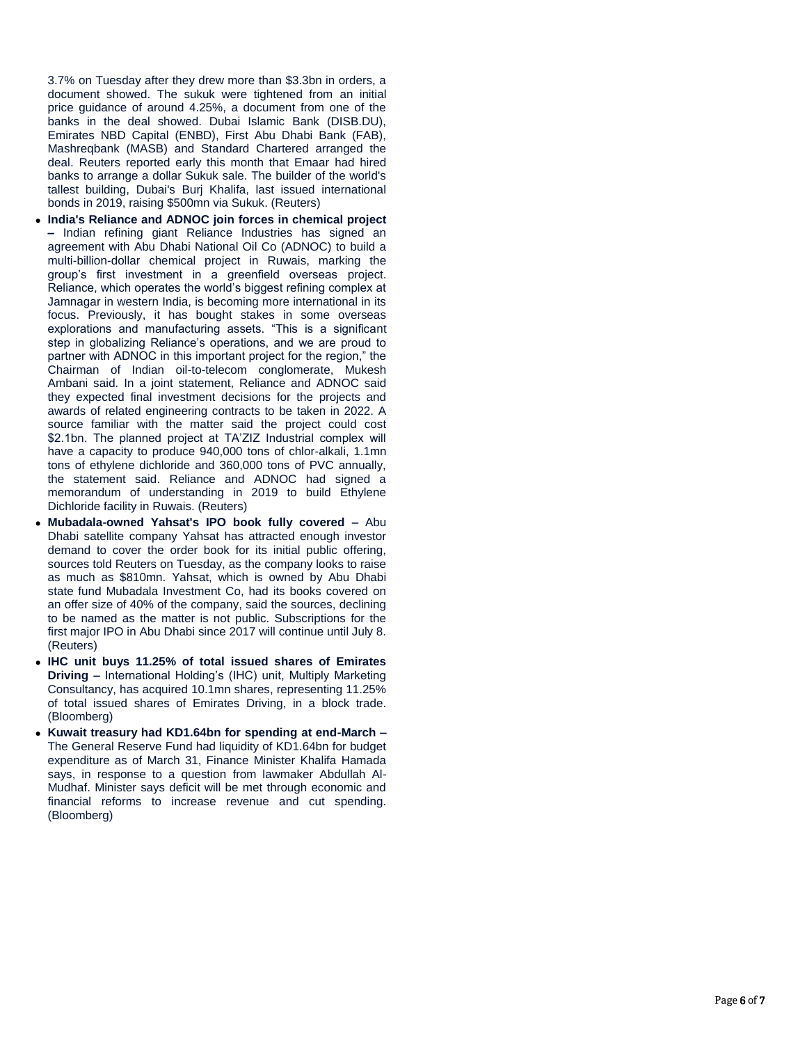3.7% on Tuesday after they drew more than $3.3bn in orders, a document showed. The sukuk were tightened from an initial price guidance of around 4.25%, a document from one of the banks in the deal showed. Dubai Islamic Bank (DISB.DU), Emirates NBD Capital (ENBD), First Abu Dhabi Bank (FAB), Mashreqbank (MASB) and Standard Chartered arranged the deal. Reuters reported early this month that Emaar had hired banks to arrange a dollar Sukuk sale. The builder of the world's tallest building, Dubai's Burj Khalifa, last issued international bonds in 2019, raising $500mn via Sukuk. (Reuters)

- **India's Reliance and ADNOC join forces in chemical project –** Indian refining giant Reliance Industries has signed an agreement with Abu Dhabi National Oil Co (ADNOC) to build a multi-billion-dollar chemical project in Ruwais, marking the group's first investment in a greenfield overseas project. Reliance, which operates the world's biggest refining complex at Jamnagar in western India, is becoming more international in its focus. Previously, it has bought stakes in some overseas explorations and manufacturing assets. "This is a significant step in globalizing Reliance's operations, and we are proud to partner with ADNOC in this important project for the region," the Chairman of Indian oil-to-telecom conglomerate, Mukesh Ambani said. In a joint statement, Reliance and ADNOC said they expected final investment decisions for the projects and awards of related engineering contracts to be taken in 2022. A source familiar with the matter said the project could cost $2.1bn. The planned project at TA'ZIZ Industrial complex will have a capacity to produce 940,000 tons of chlor-alkali, 1.1mn tons of ethylene dichloride and 360,000 tons of PVC annually, the statement said. Reliance and ADNOC had signed a memorandum of understanding in 2019 to build Ethylene Dichloride facility in Ruwais. (Reuters)
- **Mubadala-owned Yahsat's IPO book fully covered –** Abu Dhabi satellite company Yahsat has attracted enough investor demand to cover the order book for its initial public offering, sources told Reuters on Tuesday, as the company looks to raise as much as $810mn. Yahsat, which is owned by Abu Dhabi state fund Mubadala Investment Co, had its books covered on an offer size of 40% of the company, said the sources, declining to be named as the matter is not public. Subscriptions for the first major IPO in Abu Dhabi since 2017 will continue until July 8. (Reuters)
- **IHC unit buys 11.25% of total issued shares of Emirates Driving –** International Holding's (IHC) unit, Multiply Marketing Consultancy, has acquired 10.1mn shares, representing 11.25% of total issued shares of Emirates Driving, in a block trade. (Bloomberg)
- **Kuwait treasury had KD1.64bn for spending at end-March –** The General Reserve Fund had liquidity of KD1.64bn for budget expenditure as of March 31, Finance Minister Khalifa Hamada says, in response to a question from lawmaker Abdullah Al-Mudhaf. Minister says deficit will be met through economic and financial reforms to increase revenue and cut spending. (Bloomberg)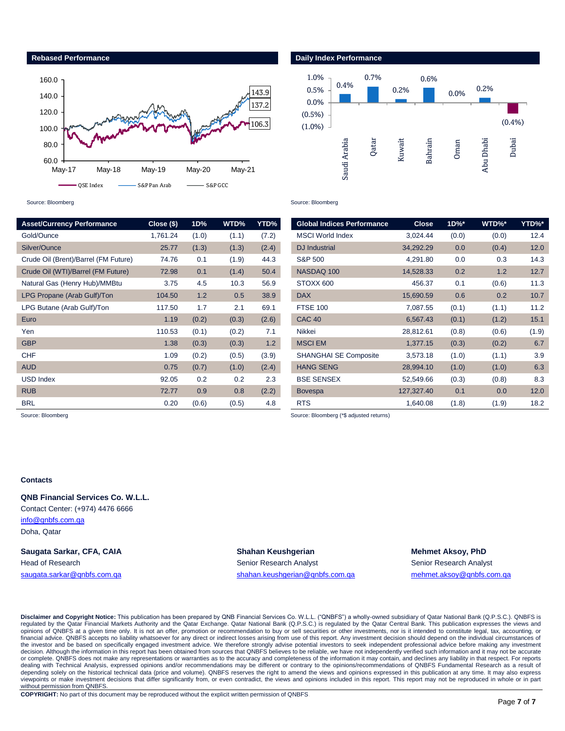**Rebased Performance**

160.0
140.0
120.0
100.0
80.0
60.0
May-17
May-18
May-19
May-20
May-21
143.9
137.2
106.3
QSE Index
S&P Pan Arab
S&P GCC

Source: Bloomberg

**Daily Index Performance**

1.0%
0.5%
0.0%
(0.5%)
(1.0%)
0.4%
0.7%
0.2%
0.6%
0.0%
0.2%
(0.4%)
Saudi Arabia
Qatar
Kuwait
Bahrain
Oman
Abu Dhabi
Dubai

Source: Bloomberg

| Asset/Currency Performance | Close ($) | 1D% | WTD% | YTD% |
|---|---|---|---|---|
| Gold/Ounce | 1,761.24 | (1.0) | (1.1) | (7.2) |
| Silver/Ounce | 25.77 | (1.3) | (1.3) | (2.4) |
| Crude Oil (Brent)/Barrel (FM Future) | 74.76 | 0.1 | (1.9) | 44.3 |
| Crude Oil (WTI)/Barrel (FM Future) | 72.98 | 0.1 | (1.4) | 50.4 |
| Natural Gas (Henry Hub)/MMBtu | 3.75 | 4.5 | 10.3 | 56.9 |
| LPG Propane (Arab Gulf)/Ton | 104.50 | 1.2 | 0.5 | 38.9 |
| LPG Butane (Arab Gulf)/Ton | 117.50 | 1.7 | 2.1 | 69.1 |
| Euro | 1.19 | (0.2) | (0.3) | (2.6) |
| Yen | 110.53 | (0.1) | (0.2) | 7.1 |
| GBP | 1.38 | (0.3) | (0.3) | 1.2 |
| CHF | 1.09 | (0.2) | (0.5) | (3.9) |
| AUD | 0.75 | (0.7) | (1.0) | (2.4) |
| USD Index | 92.05 | 0.2 | 0.2 | 2.3 |
| RUB | 72.77 | 0.9 | 0.8 | (2.2) |
| BRL | 0.20 | (0.6) | (0.5) | 4.8 |

Source: Bloomberg

| Global Indices Performance | Close | 1D%* | WTD%* | YTD%* |
|---|---|---|---|---|
| MSCI World Index | 3,024.44 | (0.0) | (0.0) | 12.4 |
| DJ Industrial | 34,292.29 | 0.0 | (0.4) | 12.0 |
| S&P 500 | 4,291.80 | 0.0 | 0.3 | 14.3 |
| NASDAQ 100 | 14,528.33 | 0.2 | 1.2 | 12.7 |
| STOXX 600 | 456.37 | 0.1 | (0.6) | 11.3 |
| DAX | 15,690.59 | 0.6 | 0.2 | 10.7 |
| FTSE 100 | 7,087.55 | (0.1) | (1.1) | 11.2 |
| CAC 40 | 6,567.43 | (0.1) | (1.2) | 15.1 |
| Nikkei | 28,812.61 | (0.8) | (0.6) | (1.9) |
| MSCI EM | 1,377.15 | (0.3) | (0.2) | 6.7 |
| SHANGHAI SE Composite | 3,573.18 | (1.0) | (1.1) | 3.9 |
| HANG SENG | 28,994.10 | (1.0) | (1.0) | 6.3 |
| BSE SENSEX | 52,549.66 | (0.3) | (0.8) | 8.3 |
| Bovespa | 127,327.40 | 0.1 | 0.0 | 12.0 |
| RTS | 1,640.08 | (1.8) | (1.9) | 18.2 |

Source: Bloomberg (*$ adjusted returns)

**Contacts**

**QNB Financial Services Co. W.L.L.**
Contact Center: (+974) 4476 6666
info@qnbfs.com.qa
Doha, Qatar

**Saugata Sarkar, CFA, CAIA**
Head of Research
saugata.sarkar@qnbfs.com.qa

**Shahan Keushgerian**
Senior Research Analyst
shahan.keushgerian@qnbfs.com.qa

**Mehmet Aksoy, PhD**
Senior Research Analyst
mehmet.aksoy@qnbfs.com.qa

**Disclaimer and Copyright Notice:** This publication has been prepared by QNB Financial Services Co. W.L.L. ("QNBFS") a wholly-owned subsidiary of Qatar National Bank (Q.P.S.C.). QNBFS is regulated by the Qatar Financial Markets Authority and the Qatar Exchange. Qatar National Bank (Q.P.S.C.) is regulated by the Qatar Central Bank. This publication expresses the views and opinions of QNBFS at a given time only. It is not an offer, promotion or recommendation to buy or sell securities or other investments, nor is it intended to constitute legal, tax, accounting, or financial advice. QNBFS accepts no liability whatsoever for any direct or indirect losses arising from use of this report. Any investment decision should depend on the individual circumstances of the investor and be based on specifically engaged investment advice. We therefore strongly advise potential investors to seek independent professional advice before making any investment decision. Although the information in this report has been obtained from sources that QNBFS believes to be reliable, we have not independently verified such information and it may not be accurate or complete. QNBFS does not make any representations or warranties as to the accuracy and completeness of the information it may contain, and declines any liability in that respect. For reports dealing with Technical Analysis, expressed opinions and/or recommendations may be different or contrary to the opinions/recommendations of QNBFS Fundamental Research as a result of depending solely on the historical technical data (price and volume). QNBFS reserves the right to amend the views and opinions expressed in this publication at any time. It may also express viewpoints or make investment decisions that differ significantly from, or even contradict, the views and opinions included in this report. This report may not be reproduced in whole or in part without permission from QNBFS.

**COPYRIGHT:** No part of this document may be reproduced without the explicit written permission of QNBFS.